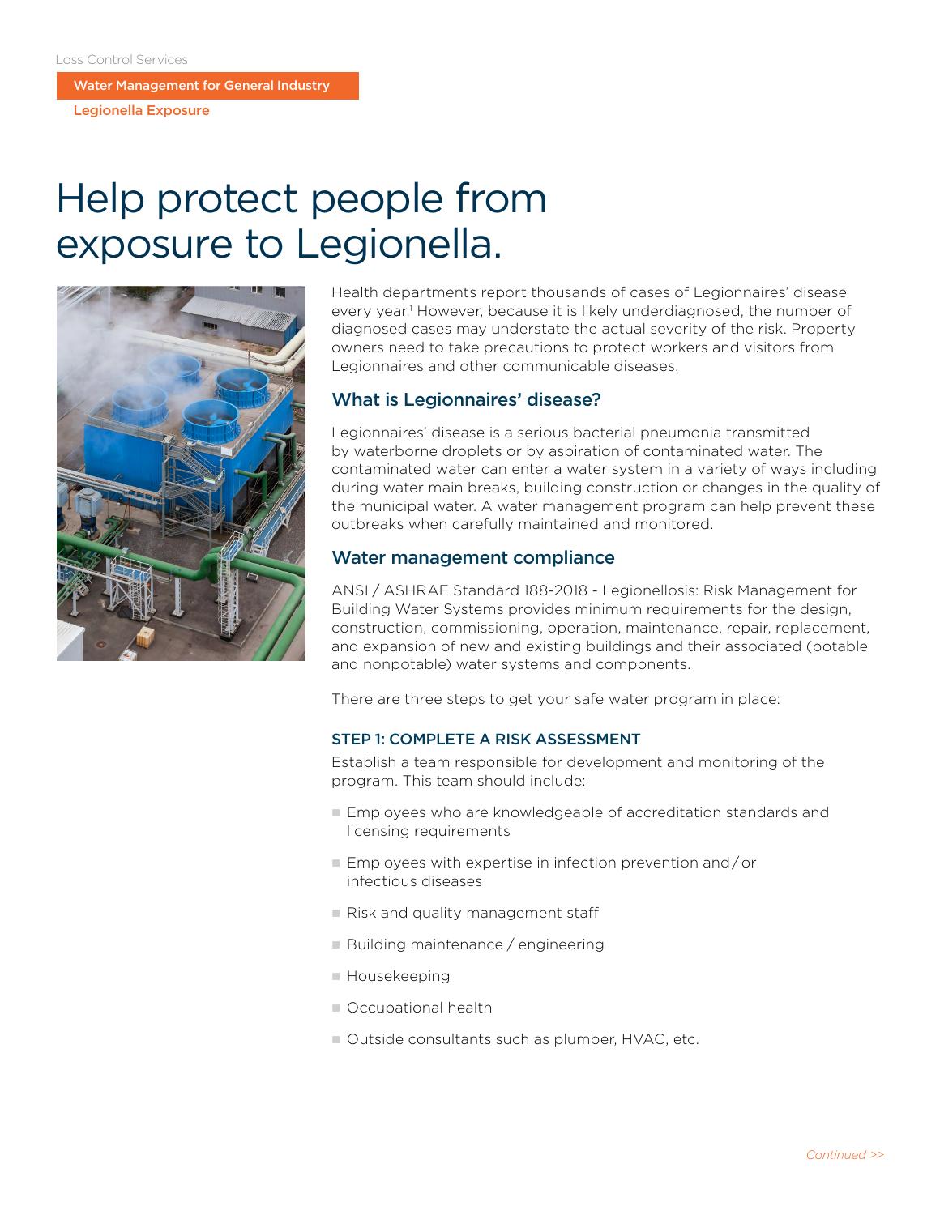Loss Control Services

**Water Management for General Industry**

**Legionella Exposure**

# Help protect people from exposure to Legionella.

Health departments report thousands of cases of Legionnaires' disease every year.[1] However, because it is likely underdiagnosed, the number of diagnosed cases may understate the actual severity of the risk. Property owners need to take precautions to protect workers and visitors from Legionnaires and other communicable diseases.

## What is Legionnaires' disease?

Legionnaires' disease is a serious bacterial pneumonia transmitted by waterborne droplets or by aspiration of contaminated water. The contaminated water can enter a water system in a variety of ways including during water main breaks, building construction or changes in the quality of the municipal water. A water management program can help prevent these outbreaks when carefully maintained and monitored.

## Water management compliance

ANSI / ASHRAE Standard 188-2018 - Legionellosis: Risk Management for Building Water Systems provides minimum requirements for the design, construction, commissioning, operation, maintenance, repair, replacement, and expansion of new and existing buildings and their associated (potable and nonpotable) water systems and components.

There are three steps to get your safe water program in place:

### STEP 1: COMPLETE A RISK ASSESSMENT

Establish a team responsible for development and monitoring of the program. This team should include:

- Employees who are knowledgeable of accreditation standards and licensing requirements
- Employees with expertise in infection prevention and / or infectious diseases
- Risk and quality management staff
- Building maintenance / engineering
- Housekeeping
- Occupational health
- Outside consultants such as plumber, HVAC, etc.

*Continued >>*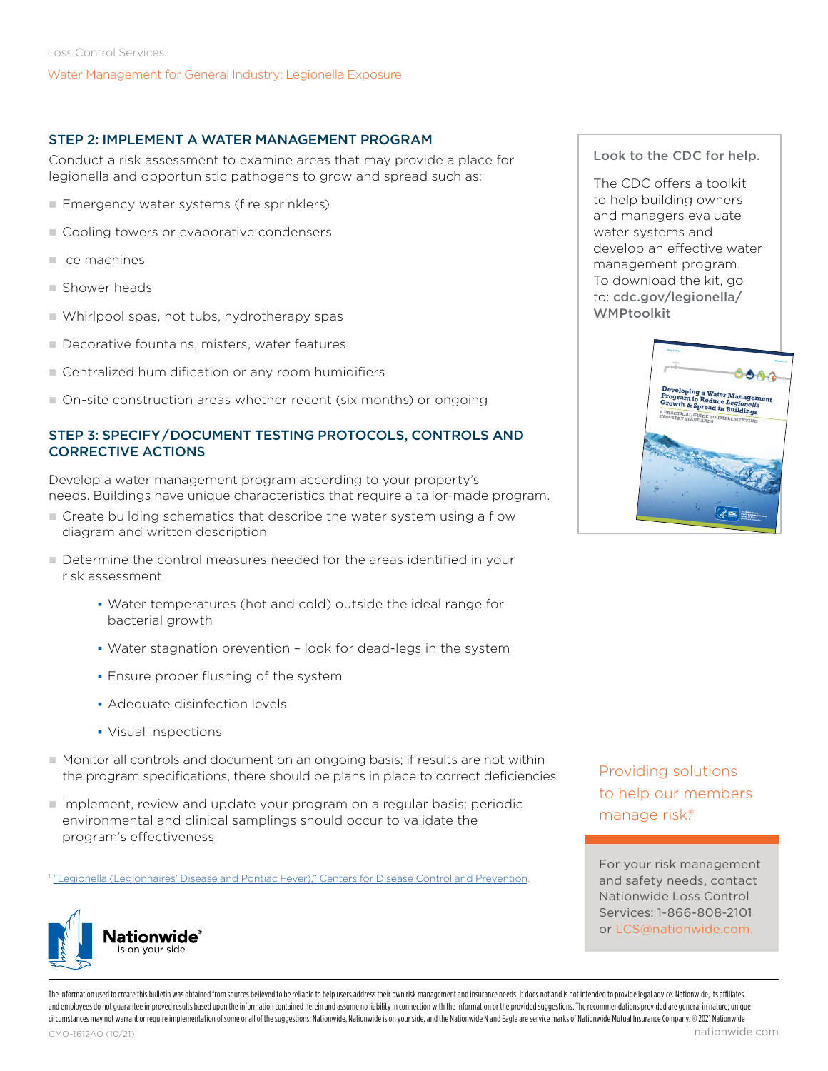## STEP 2: IMPLEMENT A WATER MANAGEMENT PROGRAM

Conduct a risk assessment to examine areas that may provide a place for legionella and opportunistic pathogens to grow and spread such as:

- Emergency water systems (fire sprinklers)
- Cooling towers or evaporative condensers
- Ice machines
- Shower heads
- Whirlpool spas, hot tubs, hydrotherapy spas
- Decorative fountains, misters, water features
- Centralized humidification or any room humidifiers
- On-site construction areas whether recent (six months) or ongoing

## STEP 3: SPECIFY/DOCUMENT TESTING PROTOCOLS, CONTROLS AND CORRECTIVE ACTIONS

Develop a water management program according to your property's needs. Buildings have unique characteristics that require a tailor-made program.

- Create building schematics that describe the water system using a flow diagram and written description
- Determine the control measures needed for the areas identified in your risk assessment
  - Water temperatures (hot and cold) outside the ideal range for bacterial growth
  - Water stagnation prevention – look for dead-legs in the system
  - Ensure proper flushing of the system
  - Adequate disinfection levels
  - Visual inspections
- Monitor all controls and document on an ongoing basis; if results are not within the program specifications, there should be plans in place to correct deficiencies
- Implement, review and update your program on a regular basis; periodic environmental and clinical samplings should occur to validate the program's effectiveness

[1] "Legionella (Legionnaires' Disease and Pontiac Fever)," Centers for Disease Control and Prevention.

**Look to the CDC for help.**

The CDC offers a toolkit to help building owners and managers evaluate water systems and develop an effective water management program. To download the kit, go to: **cdc.gov/legionella/WMPtoolkit**

Providing solutions to help our members manage risk.®

For your risk management and safety needs, contact Nationwide Loss Control Services: 1-866-808-2101 or LCS@nationwide.com.

Nationwide® is on your side

The information used to create this bulletin was obtained from sources believed to be reliable to help users address their own risk management and insurance needs. It does not and is not intended to provide legal advice. Nationwide, its affiliates and employees do not guarantee improved results based upon the information contained herein and assume no liability in connection with the information or the provided suggestions. The recommendations provided are general in nature; unique circumstances may not warrant or require implementation of some or all of the suggestions. Nationwide, Nationwide is on your side, and the Nationwide N and Eagle are service marks of Nationwide Mutual Insurance Company. © 2021 Nationwide

CMO-1612AO (10/21)

nationwide.com